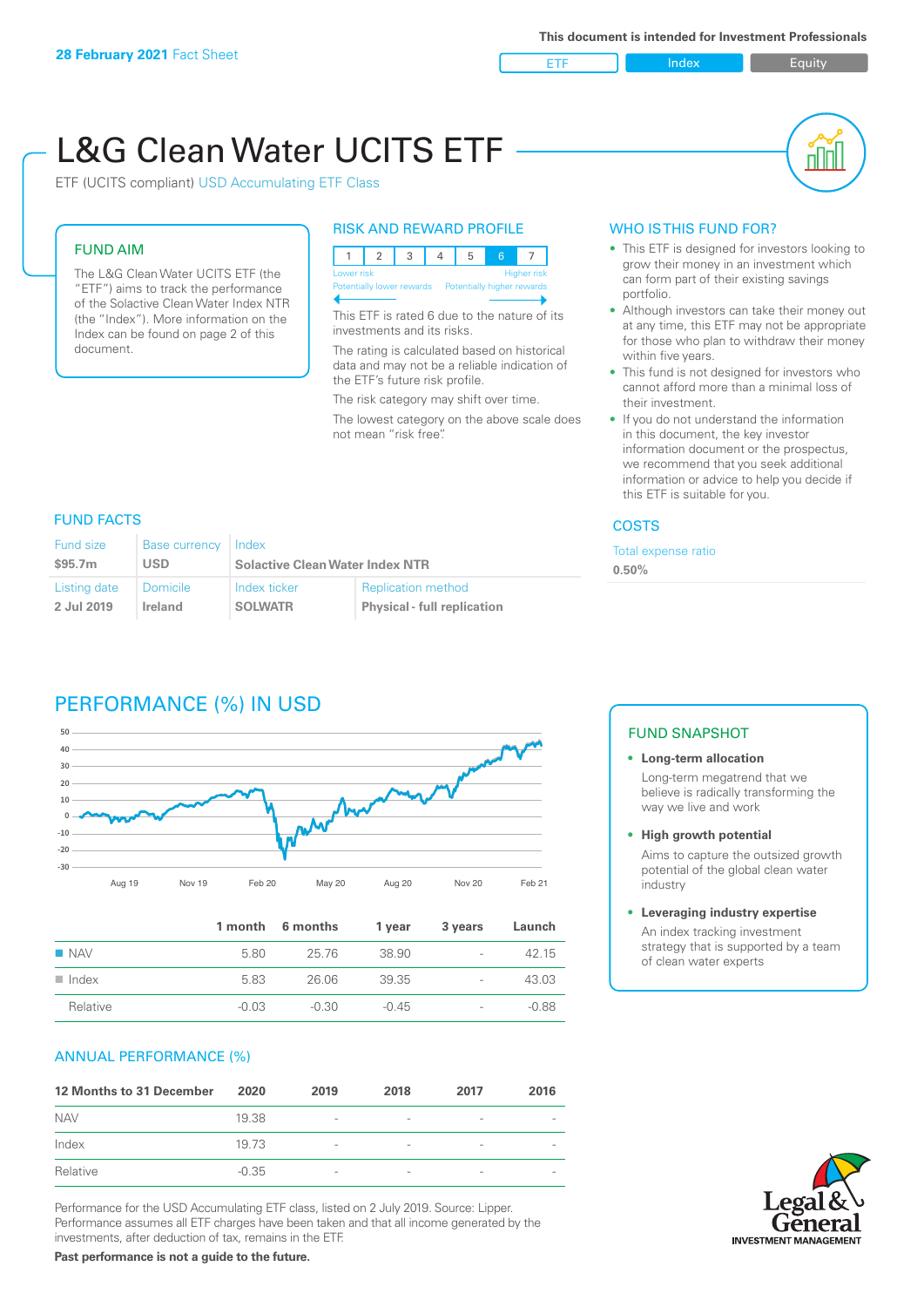**28 February 2021** Fact Sheet

This document is intended for Investment Professionals

ETF | Index | Equity

# L&G Clean Water UCITS ETF

ETF (UCITS compliant) USD Accumulating ETF Class

## FUND AIM

The L&G Clean Water UCITS ETF (the "ETF") aims to track the performance of the Solactive Clean Water Index NTR (the "Index"). More information on the Index can be found on page 2 of this document.

## RISK AND REWARD PROFILE

| 1 | 2 | 3 | 4 | 5 | 6 | 7 |
|---|---|---|---|---|---|---|

Lower risk — Higher risk
Potentially lower rewards — Potentially higher rewards

This ETF is rated 6 due to the nature of its investments and its risks.

The rating is calculated based on historical data and may not be a reliable indication of the ETF's future risk profile.

The risk category may shift over time.

The lowest category on the above scale does not mean "risk free".

## WHO IS THIS FUND FOR?

- This ETF is designed for investors looking to grow their money in an investment which can form part of their existing savings portfolio.
- Although investors can take their money out at any time, this ETF may not be appropriate for those who plan to withdraw their money within five years.
- This fund is not designed for investors who cannot afford more than a minimal loss of their investment.
- If you do not understand the information in this document, the key investor information document or the prospectus, we recommend that you seek additional information or advice to help you decide if this ETF is suitable for you.

## FUND FACTS

| Fund size | Base currency | Index | |
|---|---|---|---|
| **$95.7m** | **USD** | **Solactive Clean Water Index NTR** | |
| Listing date | Domicile | Index ticker | Replication method |
| **2 Jul 2019** | **Ireland** | **SOLWATR** | **Physical - full replication** |

## COSTS

Total expense ratio
**0.50%**

## PERFORMANCE (%) IN USD

| | 1 month | 6 months | 1 year | 3 years | Launch |
|---|---|---|---|---|---|
| NAV | 5.80 | 25.76 | 38.90 | - | 42.15 |
| Index | 5.83 | 26.06 | 39.35 | - | 43.03 |
| Relative | -0.03 | -0.30 | -0.45 | - | -0.88 |

## ANNUAL PERFORMANCE (%)

| 12 Months to 31 December | 2020 | 2019 | 2018 | 2017 | 2016 |
|---|---|---|---|---|---|
| NAV | 19.38 | - | - | - | - |
| Index | 19.73 | - | - | - | - |
| Relative | -0.35 | - | - | - | - |

Performance for the USD Accumulating ETF class, listed on 2 July 2019. Source: Lipper. Performance assumes all ETF charges have been taken and that all income generated by the investments, after deduction of tax, remains in the ETF.

**Past performance is not a guide to the future.**

## FUND SNAPSHOT

- **Long-term allocation**
  Long-term megatrend that we believe is radically transforming the way we live and work
- **High growth potential**
  Aims to capture the outsized growth potential of the global clean water industry
- **Leveraging industry expertise**
  An index tracking investment strategy that is supported by a team of clean water experts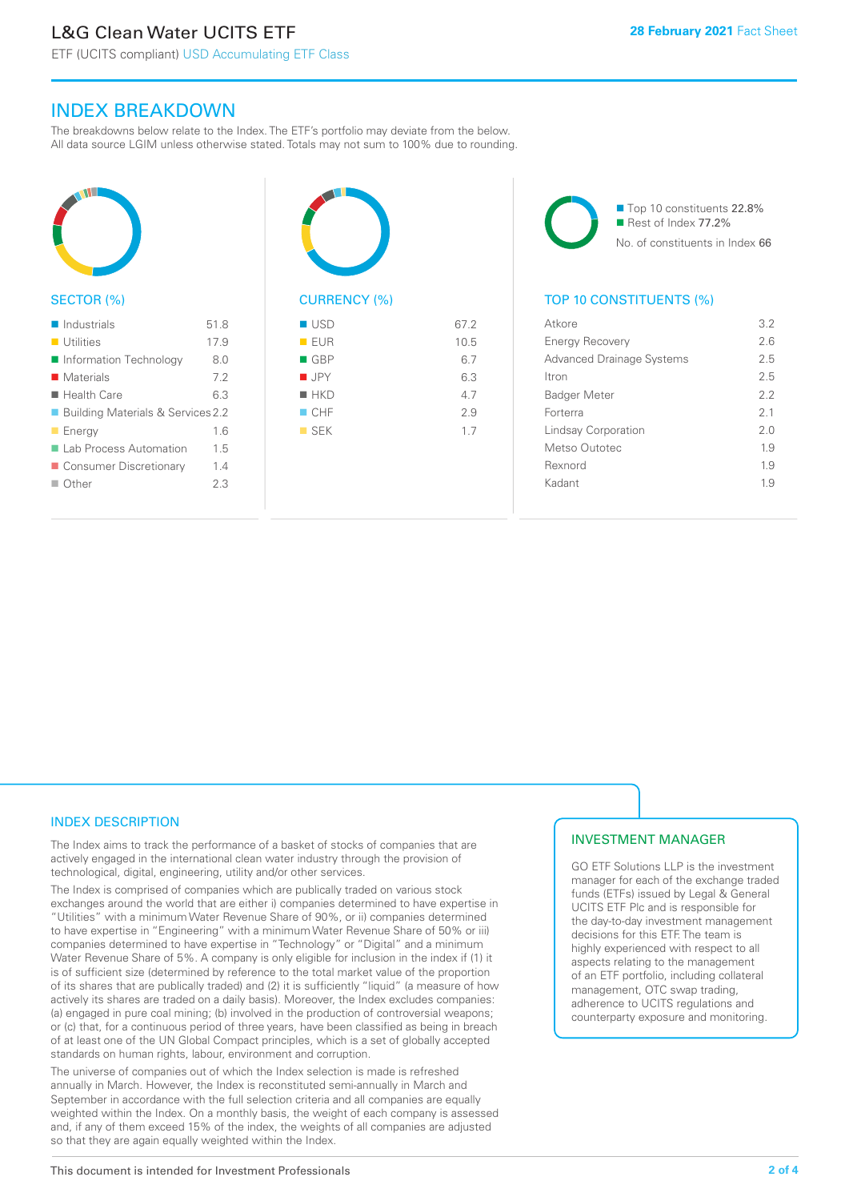# L&G Clean Water UCITS ETF

ETF (UCITS compliant) USD Accumulating ETF Class

28 February 2021 Fact Sheet

## INDEX BREAKDOWN

The breakdowns below relate to the Index. The ETF's portfolio may deviate from the below. All data source LGIM unless otherwise stated. Totals may not sum to 100% due to rounding.

### SECTOR (%)

| Sector | % |
|---|---|
| Industrials | 51.8 |
| Utilities | 17.9 |
| Information Technology | 8.0 |
| Materials | 7.2 |
| Health Care | 6.3 |
| Building Materials & Services | 2.2 |
| Energy | 1.6 |
| Lab Process Automation | 1.5 |
| Consumer Discretionary | 1.4 |
| Other | 2.3 |

### CURRENCY (%)

| Currency | % |
|---|---|
| USD | 67.2 |
| EUR | 10.5 |
| GBP | 6.7 |
| JPY | 6.3 |
| HKD | 4.7 |
| CHF | 2.9 |
| SEK | 1.7 |

Top 10 constituents 22.8%
Rest of Index 77.2%
No. of constituents in Index 66

### TOP 10 CONSTITUENTS (%)

| Constituent | % |
|---|---|
| Atkore | 3.2 |
| Energy Recovery | 2.6 |
| Advanced Drainage Systems | 2.5 |
| Itron | 2.5 |
| Badger Meter | 2.2 |
| Forterra | 2.1 |
| Lindsay Corporation | 2.0 |
| Metso Outotec | 1.9 |
| Rexnord | 1.9 |
| Kadant | 1.9 |

## INDEX DESCRIPTION

The Index aims to track the performance of a basket of stocks of companies that are actively engaged in the international clean water industry through the provision of technological, digital, engineering, utility and/or other services.

The Index is comprised of companies which are publically traded on various stock exchanges around the world that are either i) companies determined to have expertise in "Utilities" with a minimum Water Revenue Share of 90%, or ii) companies determined to have expertise in "Engineering" with a minimum Water Revenue Share of 50% or iii) companies determined to have expertise in "Technology" or "Digital" and a minimum Water Revenue Share of 5%. A company is only eligible for inclusion in the index if (1) it is of sufficient size (determined by reference to the total market value of the proportion of its shares that are publically traded) and (2) it is sufficiently "liquid" (a measure of how actively its shares are traded on a daily basis). Moreover, the Index excludes companies: (a) engaged in pure coal mining; (b) involved in the production of controversial weapons; or (c) that, for a continuous period of three years, have been classified as being in breach of at least one of the UN Global Compact principles, which is a set of globally accepted standards on human rights, labour, environment and corruption.

The universe of companies out of which the Index selection is made is refreshed annually in March. However, the Index is reconstituted semi-annually in March and September in accordance with the full selection criteria and all companies are equally weighted within the Index. On a monthly basis, the weight of each company is assessed and, if any of them exceed 15% of the index, the weights of all companies are adjusted so that they are again equally weighted within the Index.

## INVESTMENT MANAGER

GO ETF Solutions LLP is the investment manager for each of the exchange traded funds (ETFs) issued by Legal & General UCITS ETF Plc and is responsible for the day-to-day investment management decisions for this ETF. The team is highly experienced with respect to all aspects relating to the management of an ETF portfolio, including collateral management, OTC swap trading, adherence to UCITS regulations and counterparty exposure and monitoring.

This document is intended for Investment Professionals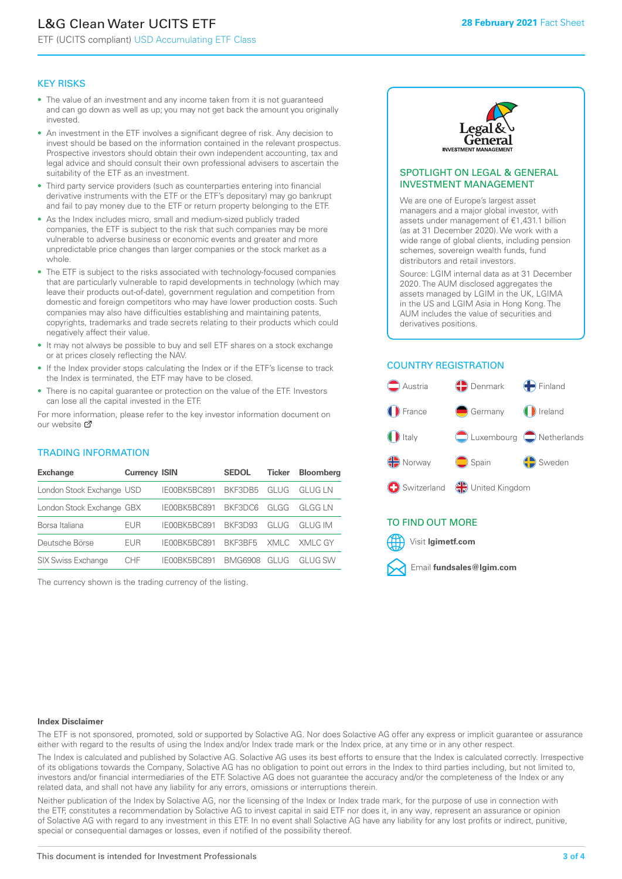# L&G Clean Water UCITS ETF

ETF (UCITS compliant) USD Accumulating ETF Class

**28 February 2021** Fact Sheet

## KEY RISKS

- The value of an investment and any income taken from it is not guaranteed and can go down as well as up; you may not get back the amount you originally invested.
- An investment in the ETF involves a significant degree of risk. Any decision to invest should be based on the information contained in the relevant prospectus. Prospective investors should obtain their own independent accounting, tax and legal advice and should consult their own professional advisers to ascertain the suitability of the ETF as an investment.
- Third party service providers (such as counterparties entering into financial derivative instruments with the ETF or the ETF's depositary) may go bankrupt and fail to pay money due to the ETF or return property belonging to the ETF.
- As the Index includes micro, small and medium-sized publicly traded companies, the ETF is subject to the risk that such companies may be more vulnerable to adverse business or economic events and greater and more unpredictable price changes than larger companies or the stock market as a whole.
- The ETF is subject to the risks associated with technology-focused companies that are particularly vulnerable to rapid developments in technology (which may leave their products out-of-date), government regulation and competition from domestic and foreign competitors who may have lower production costs. Such companies may also have difficulties establishing and maintaining patents, copyrights, trademarks and trade secrets relating to their products which could negatively affect their value.
- It may not always be possible to buy and sell ETF shares on a stock exchange or at prices closely reflecting the NAV.
- If the Index provider stops calculating the Index or if the ETF's license to track the Index is terminated, the ETF may have to be closed.
- There is no capital guarantee or protection on the value of the ETF. Investors can lose all the capital invested in the ETF.

For more information, please refer to the key investor information document on our website

## TRADING INFORMATION

| Exchange | Currency | ISIN | SEDOL | Ticker | Bloomberg |
|---|---|---|---|---|---|
| London Stock Exchange | USD | IE00BK5BC891 | BKF3DB5 | GLUG | GLUG LN |
| London Stock Exchange | GBX | IE00BK5BC891 | BKF3DC6 | GLGG | GLGG LN |
| Borsa Italiana | EUR | IE00BK5BC891 | BKF3D93 | GLUG | GLUG IM |
| Deutsche Börse | EUR | IE00BK5BC891 | BKF3BF5 | XMLC | XMLC GY |
| SIX Swiss Exchange | CHF | IE00BK5BC891 | BMG6908 | GLUG | GLUG SW |

The currency shown is the trading currency of the listing.

## SPOTLIGHT ON LEGAL & GENERAL INVESTMENT MANAGEMENT

We are one of Europe's largest asset managers and a major global investor, with assets under management of €1,431.1 billion (as at 31 December 2020). We work with a wide range of global clients, including pension schemes, sovereign wealth funds, fund distributors and retail investors.

Source: LGIM internal data as at 31 December 2020. The AUM disclosed aggregates the assets managed by LGIM in the UK, LGIMA in the US and LGIM Asia in Hong Kong. The AUM includes the value of securities and derivatives positions.

## COUNTRY REGISTRATION

Austria, Denmark, Finland, France, Germany, Ireland, Italy, Luxembourg, Netherlands, Norway, Spain, Sweden, Switzerland, United Kingdom

## TO FIND OUT MORE

Visit **lgimetf.com**

Email **fundsales@lgim.com**

**Index Disclaimer**

The ETF is not sponsored, promoted, sold or supported by Solactive AG. Nor does Solactive AG offer any express or implicit guarantee or assurance either with regard to the results of using the Index and/or Index trade mark or the Index price, at any time or in any other respect.

The Index is calculated and published by Solactive AG. Solactive AG uses its best efforts to ensure that the Index is calculated correctly. Irrespective of its obligations towards the Company, Solactive AG has no obligation to point out errors in the Index to third parties including, but not limited to, investors and/or financial intermediaries of the ETF. Solactive AG does not guarantee the accuracy and/or the completeness of the Index or any related data, and shall not have any liability for any errors, omissions or interruptions therein.

Neither publication of the Index by Solactive AG, nor the licensing of the Index or Index trade mark, for the purpose of use in connection with the ETF, constitutes a recommendation by Solactive AG to invest capital in said ETF nor does it, in any way, represent an assurance or opinion of Solactive AG with regard to any investment in this ETF. In no event shall Solactive AG have any liability for any lost profits or indirect, punitive, special or consequential damages or losses, even if notified of the possibility thereof.

This document is intended for Investment Professionals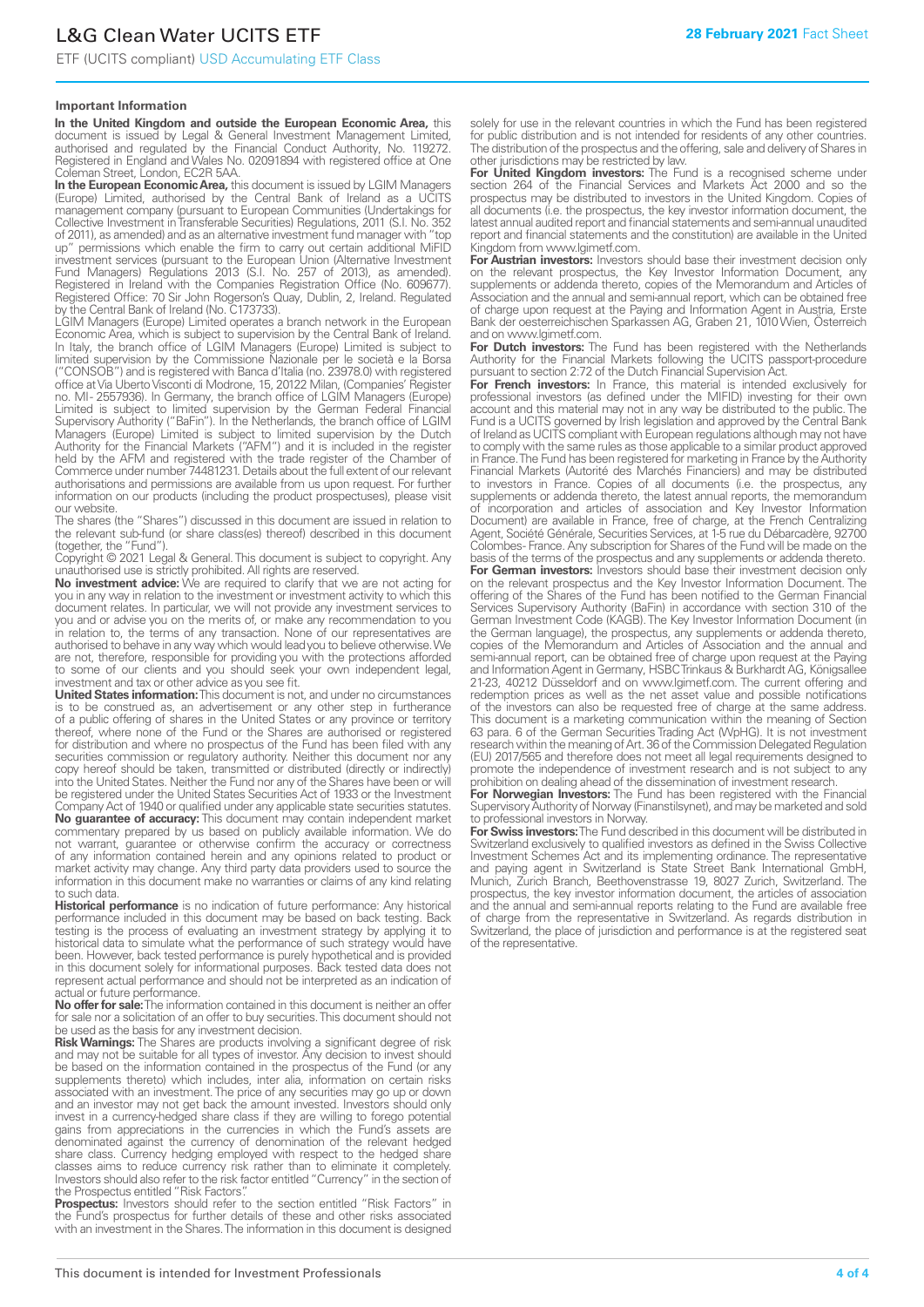### Important Information

**In the United Kingdom and outside the European Economic Area,** this document is issued by Legal & General Investment Management Limited, authorised and regulated by the Financial Conduct Authority, No. 119272. Registered in England and Wales No. 02091894 with registered office at One Coleman Street, London, EC2R 5AA.

**In the European Economic Area,** this document is issued by LGIM Managers (Europe) Limited, authorised by the Central Bank of Ireland as a UCITS management company (pursuant to European Communities (Undertakings for Collective Investment in Transferable Securities) Regulations, 2011 (S.I. No. 352 of 2011), as amended) and as an alternative investment fund manager with "top up" permissions which enable the firm to carry out certain additional MiFID investment services (pursuant to the European Union (Alternative Investment Fund Managers) Regulations 2013 (S.I. No. 257 of 2013), as amended). Registered in Ireland with the Companies Registration Office (No. 609677). Registered Office: 70 Sir John Rogerson's Quay, Dublin, 2, Ireland. Regulated by the Central Bank of Ireland (No. C173733).

LGIM Managers (Europe) Limited operates a branch network in the European Economic Area, which is subject to supervision by the Central Bank of Ireland. In Italy, the branch office of LGIM Managers (Europe) Limited is subject to limited supervision by the Commissione Nazionale per le società e la Borsa ("CONSOB") and is registered with Banca d'Italia (no. 23978.0) with registered office at Via Uberto Visconti di Modrone, 15, 20122 Milan, (Companies' Register no. MI - 2557936). In Germany, the branch office of LGIM Managers (Europe) Limited is subject to limited supervision by the German Federal Financial Supervisory Authority ("BaFin"). In the Netherlands, the branch office of LGIM Managers (Europe) Limited is subject to limited supervision by the Dutch Authority for the Financial Markets ("AFM") and it is included in the register held by the AFM and registered with the trade register of the Chamber of Commerce under number 74481231. Details about the full extent of our relevant authorisations and permissions are available from us upon request. For further information on our products (including the product prospectuses), please visit our website.

The shares (the "Shares") discussed in this document are issued in relation to the relevant sub-fund (or share class(es) thereof) described in this document (together, the "Fund").

Copyright © 2021 Legal & General. This document is subject to copyright. Any unauthorised use is strictly prohibited. All rights are reserved.

**No investment advice:** We are required to clarify that we are not acting for you in any way in relation to the investment or investment activity to which this document relates. In particular, we will not provide any investment services to you and or advise you on the merits of, or make any recommendation to you in relation to, the terms of any transaction. None of our representatives are authorised to behave in any way which would lead you to believe otherwise. We are not, therefore, responsible for providing you with the protections afforded to some of our clients and you should seek your own independent legal, investment and tax or other advice as you see fit.

**United States information:** This document is not, and under no circumstances is to be construed as, an advertisement or any other step in furtherance of a public offering of shares in the United States or any province or territory thereof, where none of the Fund or the Shares are authorised or registered for distribution and where no prospectus of the Fund has been filed with any securities commission or regulatory authority. Neither this document nor any copy hereof should be taken, transmitted or distributed (directly or indirectly) into the United States. Neither the Fund nor any of the Shares have been or will be registered under the United States Securities Act of 1933 or the Investment Company Act of 1940 or qualified under any applicable state securities statutes.

**No guarantee of accuracy:** This document may contain independent market commentary prepared by us based on publicly available information. We do not warrant, guarantee or otherwise confirm the accuracy or correctness of any information contained herein and any opinions related to product or market activity may change. Any third party data providers used to source the information in this document make no warranties or claims of any kind relating to such data.

**Historical performance** is no indication of future performance: Any historical performance included in this document may be based on back testing. Back testing is the process of evaluating an investment strategy by applying it to historical data to simulate what the performance of such strategy would have been. However, back tested performance is purely hypothetical and is provided in this document solely for informational purposes. Back tested data does not represent actual performance and should not be interpreted as an indication of actual or future performance.

**No offer for sale:** The information contained in this document is neither an offer for sale nor a solicitation of an offer to buy securities. This document should not be used as the basis for any investment decision.

**Risk Warnings:** The Shares are products involving a significant degree of risk and may not be suitable for all types of investor. Any decision to invest should be based on the information contained in the prospectus of the Fund (or any supplements thereto) which includes, inter alia, information on certain risks associated with an investment. The price of any securities may go up or down and an investor may not get back the amount invested. Investors should only invest in a currency-hedged share class if they are willing to forego potential gains from appreciations in the currencies in which the Fund's assets are denominated against the currency of denomination of the relevant hedged share class. Currency hedging employed with respect to the hedged share classes aims to reduce currency risk rather than to eliminate it completely. Investors should also refer to the risk factor entitled "Currency" in the section of the Prospectus entitled "Risk Factors".

**Prospectus:** Investors should refer to the section entitled "Risk Factors" in the Fund's prospectus for further details of these and other risks associated with an investment in the Shares. The information in this document is designed solely for use in the relevant countries in which the Fund has been registered for public distribution and is not intended for residents of any other countries. The distribution of the prospectus and the offering, sale and delivery of Shares in other jurisdictions may be restricted by law.

**For United Kingdom investors:** The Fund is a recognised scheme under section 264 of the Financial Services and Markets Act 2000 and so the prospectus may be distributed to investors in the United Kingdom. Copies of all documents (i.e. the prospectus, the key investor information document, the latest annual audited report and financial statements and semi-annual unaudited report and financial statements and the constitution) are available in the United Kingdom from www.lgimetf.com.

**For Austrian investors:** Investors should base their investment decision only on the relevant prospectus, the Key Investor Information Document, any supplements or addenda thereto, copies of the Memorandum and Articles of Association and the annual and semi-annual report, which can be obtained free of charge upon request at the Paying and Information Agent in Austria, Erste Bank der oesterreichischen Sparkassen AG, Graben 21, 1010 Wien, Österreich and on www.lgimetf.com.

**For Dutch investors:** The Fund has been registered with the Netherlands Authority for the Financial Markets following the UCITS passport-procedure pursuant to section 2:72 of the Dutch Financial Supervision Act.

**For French investors:** In France, this material is intended exclusively for professional investors (as defined under the MIFID) investing for their own account and this material may not in any way be distributed to the public. The Fund is a UCITS governed by Irish legislation and approved by the Central Bank of Ireland as UCITS compliant with European regulations although may not have to comply with the same rules as those applicable to a similar product approved in France. The Fund has been registered for marketing in France by the Authority Financial Markets (Autorité des Marchés Financiers) and may be distributed to investors in France. Copies of all documents (i.e. the prospectus, any supplements or addenda thereto, the latest annual reports, the memorandum of incorporation and articles of association and Key Investor Information Document) are available in France, free of charge, at the French Centralizing Agent, Société Générale, Securities Services, at 1-5 rue du Débarcadère, 92700 Colombes- France. Any subscription for Shares of the Fund will be made on the basis of the terms of the prospectus and any supplements or addenda thereto.

**For German investors:** Investors should base their investment decision only on the relevant prospectus and the Key Investor Information Document. The offering of the Shares of the Fund has been notified to the German Financial Services Supervisory Authority (BaFin) in accordance with section 310 of the German Investment Code (KAGB). The Key Investor Information Document (in the German language), the prospectus, any supplements or addenda thereto, copies of the Memorandum and Articles of Association and the annual and semi-annual report, can be obtained free of charge upon request at the Paying and Information Agent in Germany, HSBC Trinkaus & Burkhardt AG, Königsallee 21-23, 40212 Düsseldorf and on www.lgimetf.com. The current offering and redemption prices as well as the net asset value and possible notifications of the investors can also be requested free of charge at the same address. This document is a marketing communication within the meaning of Section 63 para. 6 of the German Securities Trading Act (WpHG). It is not investment research within the meaning of Art. 36 of the Commission Delegated Regulation (EU) 2017/565 and therefore does not meet all legal requirements designed to promote the independence of investment research and is not subject to any prohibition on dealing ahead of the dissemination of investment research.

**For Norwegian Investors:** The Fund has been registered with the Financial Supervisory Authority of Norway (Finanstilsynet), and may be marketed and sold to professional investors in Norway.

**For Swiss investors:** The Fund described in this document will be distributed in Switzerland exclusively to qualified investors as defined in the Swiss Collective Investment Schemes Act and its implementing ordinance. The representative and paying agent in Switzerland is State Street Bank International GmbH, Munich, Zurich Branch, Beethovenstrasse 19, 8027 Zurich, Switzerland. The prospectus, the key investor information document, the articles of association and the annual and semi-annual reports relating to the Fund are available free of charge from the representative in Switzerland. As regards distribution in Switzerland, the place of jurisdiction and performance is at the registered seat of the representative.